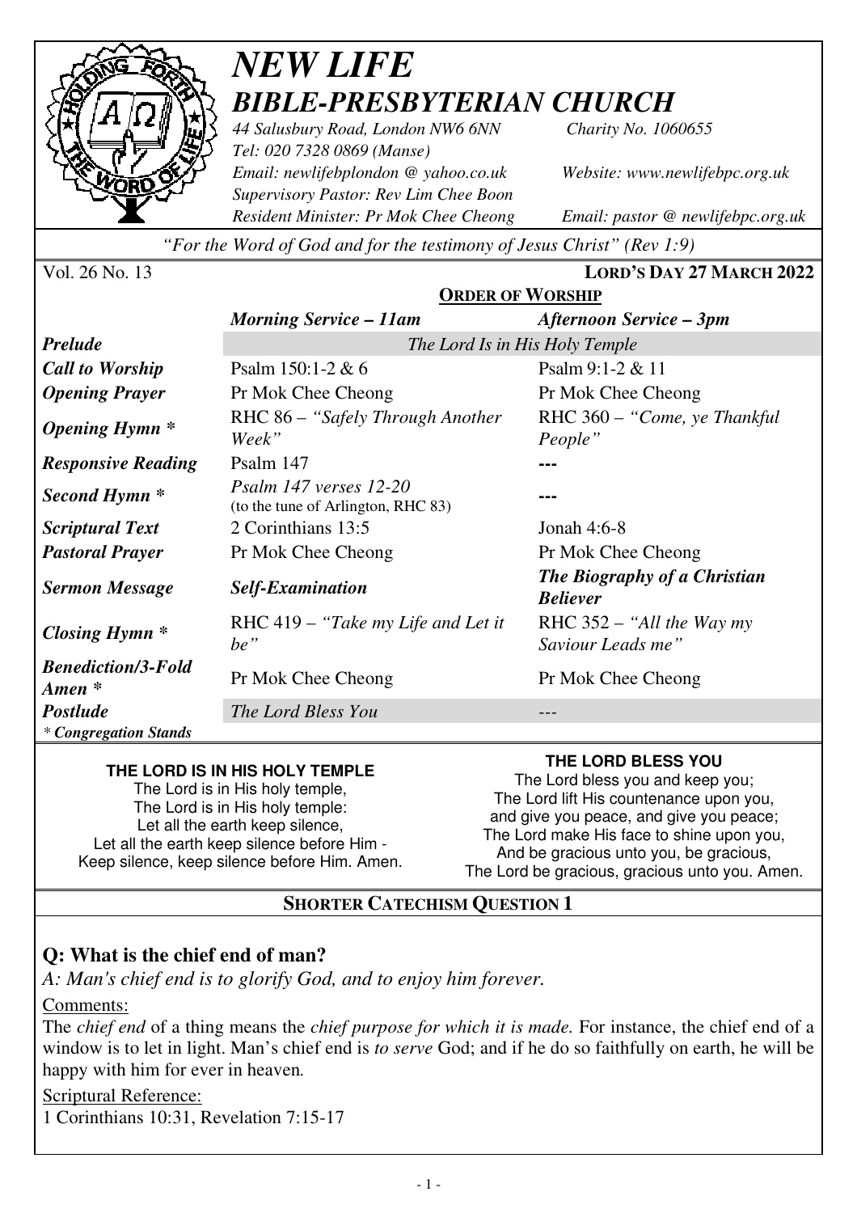# *NEW LIFE*
## *BIBLE-PRESBYTERIAN CHURCH*

*44 Salusbury Road, London NW6 6NN* *Charity No. 1060655*
*Tel: 020 7328 0869 (Manse)*
*Email: newlifebplondon @ yahoo.co.uk* *Website: www.newlifebpc.org.uk*
*Supervisory Pastor: Rev Lim Chee Boon*
*Resident Minister: Pr Mok Chee Cheong* *Email: pastor @ newlifebpc.org.uk*

*"For the Word of God and for the testimony of Jesus Christ" (Rev 1:9)*

Vol. 26 No. 13 **LORD'S DAY 27 MARCH 2022**

**ORDER OF WORSHIP**

| | *Morning Service – 11am* | *Afternoon Service – 3pm* |
|---|---|---|
| ***Prelude*** | *The Lord Is in His Holy Temple* | |
| ***Call to Worship*** | Psalm 150:1-2 & 6 | Psalm 9:1-2 & 11 |
| ***Opening Prayer*** | Pr Mok Chee Cheong | Pr Mok Chee Cheong |
| ***Opening Hymn **** | RHC 86 – *"Safely Through Another Week"* | RHC 360 – *"Come, ye Thankful People"* |
| ***Responsive Reading*** | Psalm 147 | --- |
| ***Second Hymn **** | *Psalm 147 verses 12-20* (to the tune of Arlington, RHC 83) | --- |
| ***Scriptural Text*** | 2 Corinthians 13:5 | Jonah 4:6-8 |
| ***Pastoral Prayer*** | Pr Mok Chee Cheong | Pr Mok Chee Cheong |
| ***Sermon Message*** | ***Self-Examination*** | ***The Biography of a Christian Believer*** |
| ***Closing Hymn **** | RHC 419 – *"Take my Life and Let it be"* | RHC 352 – *"All the Way my Saviour Leads me"* |
| ***Benediction/3-Fold Amen **** | Pr Mok Chee Cheong | Pr Mok Chee Cheong |
| ***Postlude*** | *The Lord Bless You* | --- |

****** *Congregation Stands***

**THE LORD IS IN HIS HOLY TEMPLE**

The Lord is in His holy temple,
The Lord is in His holy temple:
Let all the earth keep silence,
Let all the earth keep silence before Him -
Keep silence, keep silence before Him. Amen.

**THE LORD BLESS YOU**

The Lord bless you and keep you;
The Lord lift His countenance upon you,
and give you peace, and give you peace;
The Lord make His face to shine upon you,
And be gracious unto you, be gracious,
The Lord be gracious, gracious unto you. Amen.

## SHORTER CATECHISM QUESTION 1

### Q: What is the chief end of man?

*A: Man's chief end is to glorify God, and to enjoy him forever.*

Comments:

The *chief end* of a thing means the *chief purpose for which it is made.* For instance, the chief end of a window is to let in light. Man's chief end is *to serve* God; and if he do so faithfully on earth, he will be happy with him for ever in heaven.

Scriptural Reference:

1 Corinthians 10:31, Revelation 7:15-17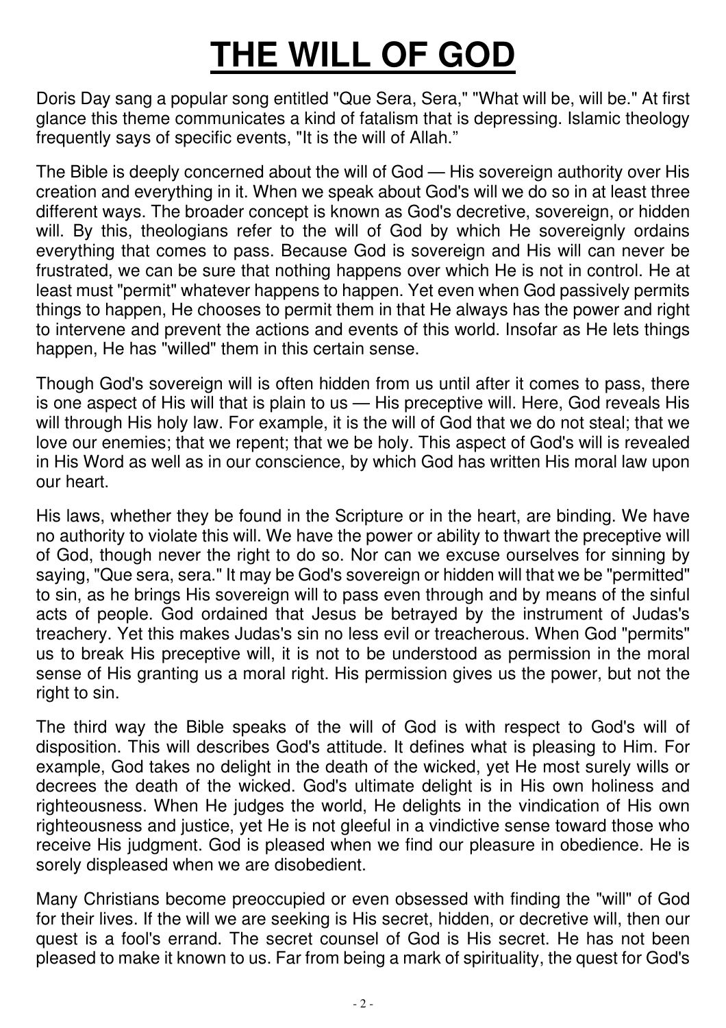# THE WILL OF GOD

Doris Day sang a popular song entitled "Que Sera, Sera," "What will be, will be." At first glance this theme communicates a kind of fatalism that is depressing. Islamic theology frequently says of specific events, "It is the will of Allah."

The Bible is deeply concerned about the will of God — His sovereign authority over His creation and everything in it. When we speak about God's will we do so in at least three different ways. The broader concept is known as God's decretive, sovereign, or hidden will. By this, theologians refer to the will of God by which He sovereignly ordains everything that comes to pass. Because God is sovereign and His will can never be frustrated, we can be sure that nothing happens over which He is not in control. He at least must "permit" whatever happens to happen. Yet even when God passively permits things to happen, He chooses to permit them in that He always has the power and right to intervene and prevent the actions and events of this world. Insofar as He lets things happen, He has "willed" them in this certain sense.

Though God's sovereign will is often hidden from us until after it comes to pass, there is one aspect of His will that is plain to us — His preceptive will. Here, God reveals His will through His holy law. For example, it is the will of God that we do not steal; that we love our enemies; that we repent; that we be holy. This aspect of God's will is revealed in His Word as well as in our conscience, by which God has written His moral law upon our heart.

His laws, whether they be found in the Scripture or in the heart, are binding. We have no authority to violate this will. We have the power or ability to thwart the preceptive will of God, though never the right to do so. Nor can we excuse ourselves for sinning by saying, "Que sera, sera." It may be God's sovereign or hidden will that we be "permitted" to sin, as he brings His sovereign will to pass even through and by means of the sinful acts of people. God ordained that Jesus be betrayed by the instrument of Judas's treachery. Yet this makes Judas's sin no less evil or treacherous. When God "permits" us to break His preceptive will, it is not to be understood as permission in the moral sense of His granting us a moral right. His permission gives us the power, but not the right to sin.

The third way the Bible speaks of the will of God is with respect to God's will of disposition. This will describes God's attitude. It defines what is pleasing to Him. For example, God takes no delight in the death of the wicked, yet He most surely wills or decrees the death of the wicked. God's ultimate delight is in His own holiness and righteousness. When He judges the world, He delights in the vindication of His own righteousness and justice, yet He is not gleeful in a vindictive sense toward those who receive His judgment. God is pleased when we find our pleasure in obedience. He is sorely displeased when we are disobedient.

Many Christians become preoccupied or even obsessed with finding the "will" of God for their lives. If the will we are seeking is His secret, hidden, or decretive will, then our quest is a fool's errand. The secret counsel of God is His secret. He has not been pleased to make it known to us. Far from being a mark of spirituality, the quest for God's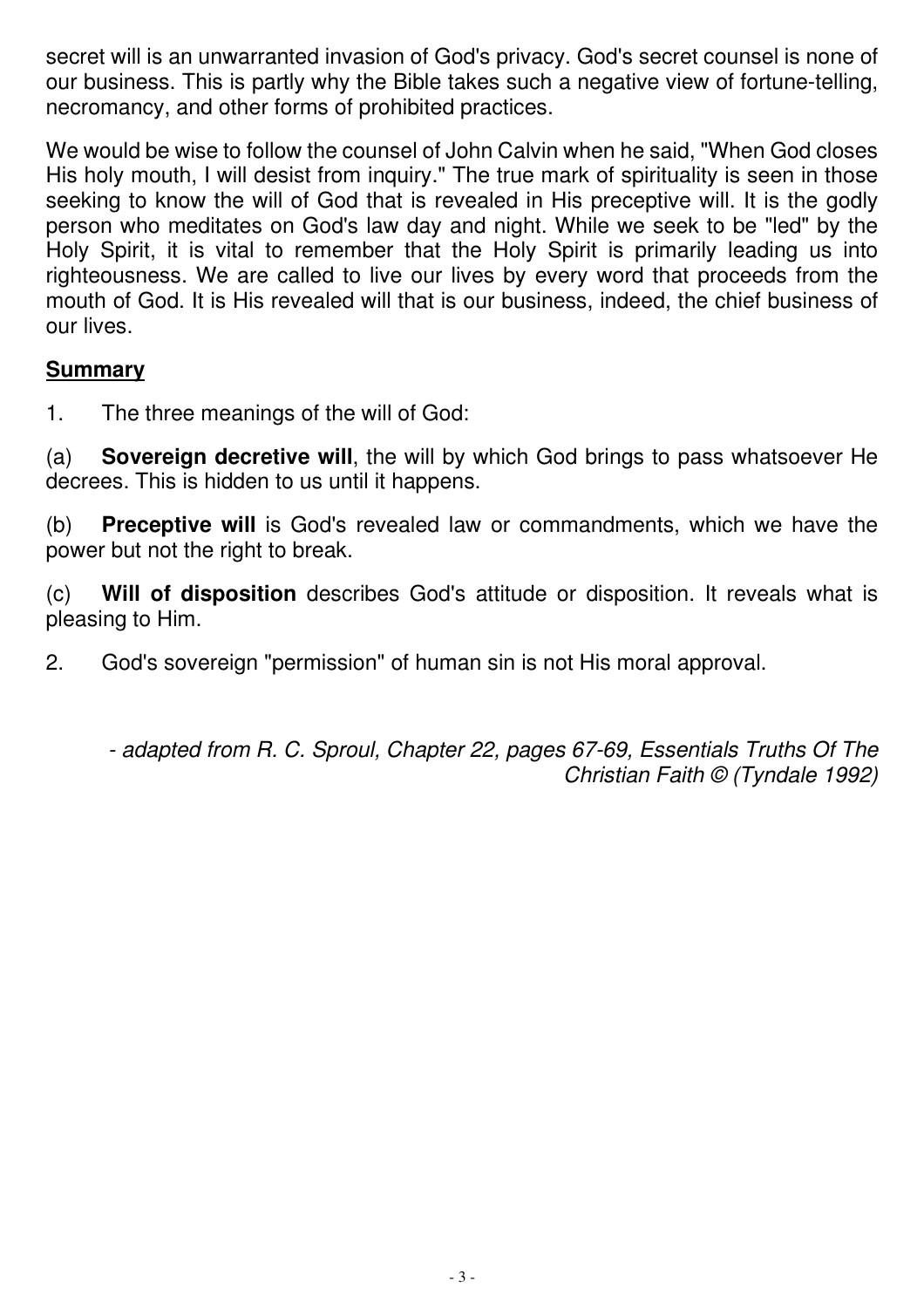secret will is an unwarranted invasion of God's privacy. God's secret counsel is none of our business. This is partly why the Bible takes such a negative view of fortune-telling, necromancy, and other forms of prohibited practices.

We would be wise to follow the counsel of John Calvin when he said, "When God closes His holy mouth, I will desist from inquiry." The true mark of spirituality is seen in those seeking to know the will of God that is revealed in His preceptive will. It is the godly person who meditates on God's law day and night. While we seek to be "led" by the Holy Spirit, it is vital to remember that the Holy Spirit is primarily leading us into righteousness. We are called to live our lives by every word that proceeds from the mouth of God. It is His revealed will that is our business, indeed, the chief business of our lives.

**Summary**

1. The three meanings of the will of God:

(a) **Sovereign decretive will**, the will by which God brings to pass whatsoever He decrees. This is hidden to us until it happens.

(b) **Preceptive will** is God's revealed law or commandments, which we have the power but not the right to break.

(c) **Will of disposition** describes God's attitude or disposition. It reveals what is pleasing to Him.

2. God's sovereign "permission" of human sin is not His moral approval.

*- adapted from R. C. Sproul, Chapter 22, pages 67-69, Essentials Truths Of The Christian Faith © (Tyndale 1992)*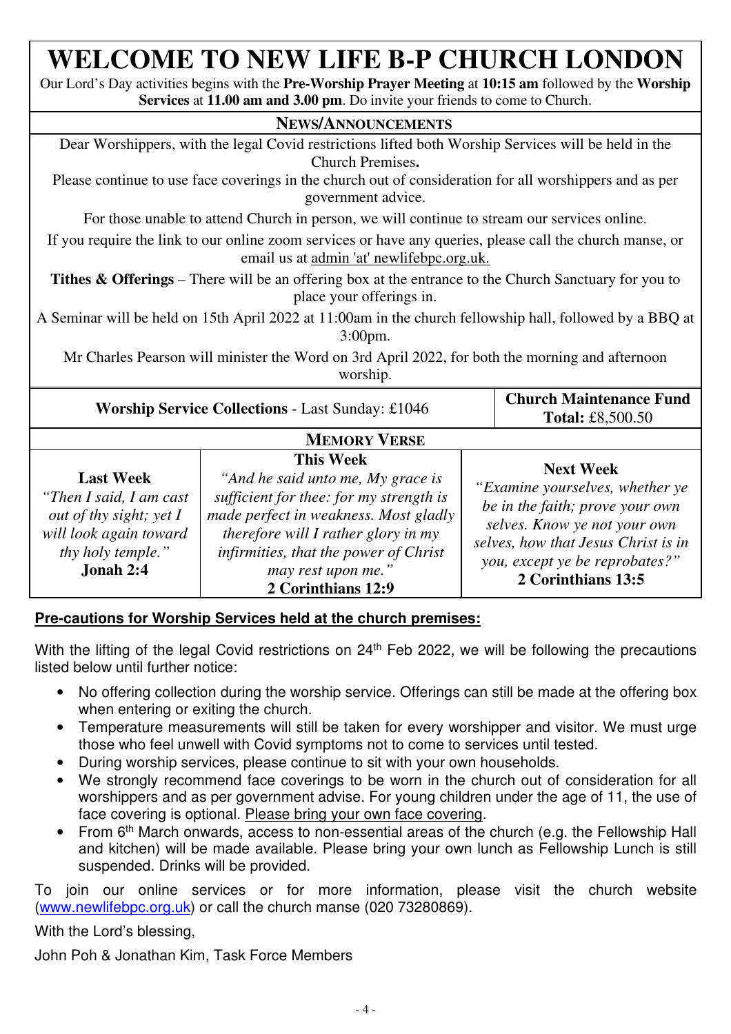# WELCOME TO NEW LIFE B-P CHURCH LONDON

Our Lord's Day activities begins with the **Pre-Worship Prayer Meeting** at **10:15 am** followed by the **Worship Services** at **11.00 am and 3.00 pm**. Do invite your friends to come to Church.

## NEWS/ANNOUNCEMENTS

Dear Worshippers, with the legal Covid restrictions lifted both Worship Services will be held in the Church Premises**.**

Please continue to use face coverings in the church out of consideration for all worshippers and as per government advice.

For those unable to attend Church in person, we will continue to stream our services online.

If you require the link to our online zoom services or have any queries, please call the church manse, or email us at admin 'at' newlifebpc.org.uk.

**Tithes & Offerings** – There will be an offering box at the entrance to the Church Sanctuary for you to place your offerings in.

A Seminar will be held on 15th April 2022 at 11:00am in the church fellowship hall, followed by a BBQ at 3:00pm.

Mr Charles Pearson will minister the Word on 3rd April 2022, for both the morning and afternoon worship.

| | |
|---|---|
| **Worship Service Collections** - Last Sunday: £1046 | **Church Maintenance Fund Total:** £8,500.50 |

## MEMORY VERSE

| **Last Week** | **This Week** | **Next Week** |
|---|---|---|
| *"Then I said, I am cast out of thy sight; yet I will look again toward thy holy temple."* **Jonah 2:4** | *"And he said unto me, My grace is sufficient for thee: for my strength is made perfect in weakness. Most gladly therefore will I rather glory in my infirmities, that the power of Christ may rest upon me."* **2 Corinthians 12:9** | *"Examine yourselves, whether ye be in the faith; prove your own selves. Know ye not your own selves, how that Jesus Christ is in you, except ye be reprobates?"* **2 Corinthians 13:5** |

**Pre-cautions for Worship Services held at the church premises:**

With the lifting of the legal Covid restrictions on 24th Feb 2022, we will be following the precautions listed below until further notice:

- No offering collection during the worship service. Offerings can still be made at the offering box when entering or exiting the church.
- Temperature measurements will still be taken for every worshipper and visitor. We must urge those who feel unwell with Covid symptoms not to come to services until tested.
- During worship services, please continue to sit with your own households.
- We strongly recommend face coverings to be worn in the church out of consideration for all worshippers and as per government advise. For young children under the age of 11, the use of face covering is optional. Please bring your own face covering.
- From 6th March onwards, access to non-essential areas of the church (e.g. the Fellowship Hall and kitchen) will be made available. Please bring your own lunch as Fellowship Lunch is still suspended. Drinks will be provided.

To join our online services or for more information, please visit the church website (www.newlifebpc.org.uk) or call the church manse (020 73280869).

With the Lord's blessing,

John Poh & Jonathan Kim, Task Force Members